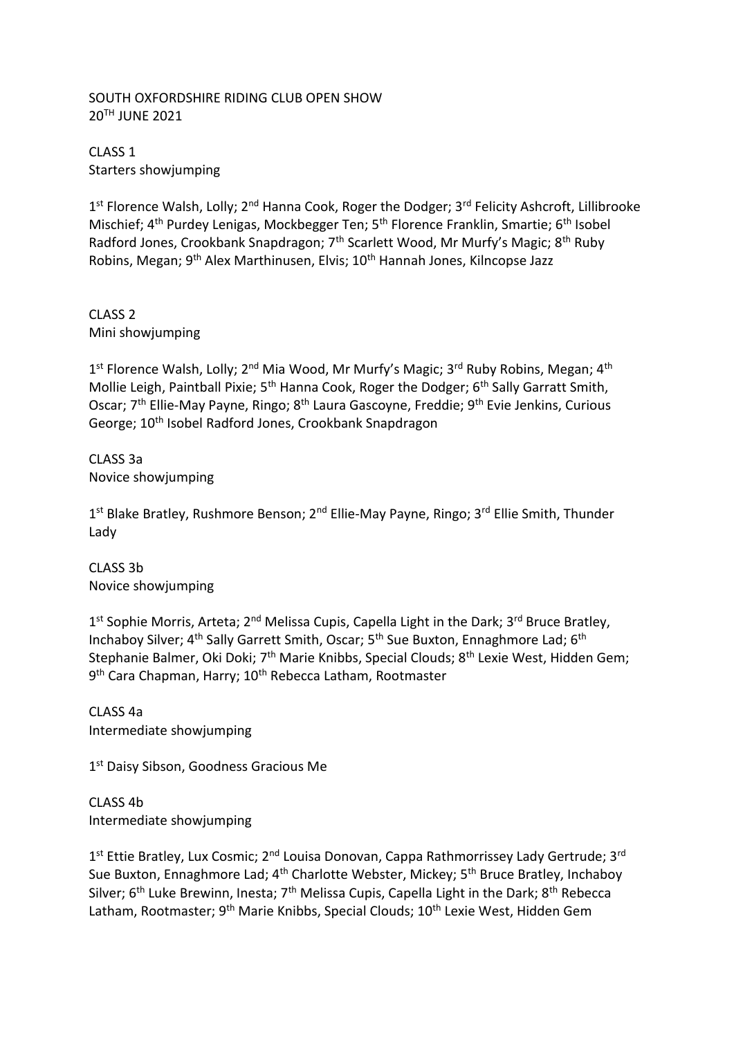SOUTH OXFORDSHIRE RIDING CLUB OPEN SHOW
20TH JUNE 2021

CLASS 1
Starters showjumping

1st Florence Walsh, Lolly; 2nd Hanna Cook, Roger the Dodger; 3rd Felicity Ashcroft, Lillibrooke Mischief; 4th Purdey Lenigas, Mockbegger Ten; 5th Florence Franklin, Smartie; 6th Isobel Radford Jones, Crookbank Snapdragon; 7th Scarlett Wood, Mr Murfy's Magic; 8th Ruby Robins, Megan; 9th Alex Marthinusen, Elvis; 10th Hannah Jones, Kilncopse Jazz

CLASS 2
Mini showjumping

1st Florence Walsh, Lolly; 2nd Mia Wood, Mr Murfy's Magic; 3rd Ruby Robins, Megan; 4th Mollie Leigh, Paintball Pixie; 5th Hanna Cook, Roger the Dodger; 6th Sally Garratt Smith, Oscar; 7th Ellie-May Payne, Ringo; 8th Laura Gascoyne, Freddie; 9th Evie Jenkins, Curious George; 10th Isobel Radford Jones, Crookbank Snapdragon

CLASS 3a
Novice showjumping

1st Blake Bratley, Rushmore Benson; 2nd Ellie-May Payne, Ringo; 3rd Ellie Smith, Thunder Lady

CLASS 3b
Novice showjumping

1st Sophie Morris, Arteta; 2nd Melissa Cupis, Capella Light in the Dark; 3rd Bruce Bratley, Inchaboy Silver; 4th Sally Garrett Smith, Oscar; 5th Sue Buxton, Ennaghmore Lad; 6th Stephanie Balmer, Oki Doki; 7th Marie Knibbs, Special Clouds; 8th Lexie West, Hidden Gem; 9th Cara Chapman, Harry; 10th Rebecca Latham, Rootmaster

CLASS 4a
Intermediate showjumping

1st Daisy Sibson, Goodness Gracious Me

CLASS 4b
Intermediate showjumping

1st Ettie Bratley, Lux Cosmic; 2nd Louisa Donovan, Cappa Rathmorrissey Lady Gertrude; 3rd Sue Buxton, Ennaghmore Lad; 4th Charlotte Webster, Mickey; 5th Bruce Bratley, Inchaboy Silver; 6th Luke Brewinn, Inesta; 7th Melissa Cupis, Capella Light in the Dark; 8th Rebecca Latham, Rootmaster; 9th Marie Knibbs, Special Clouds; 10th Lexie West, Hidden Gem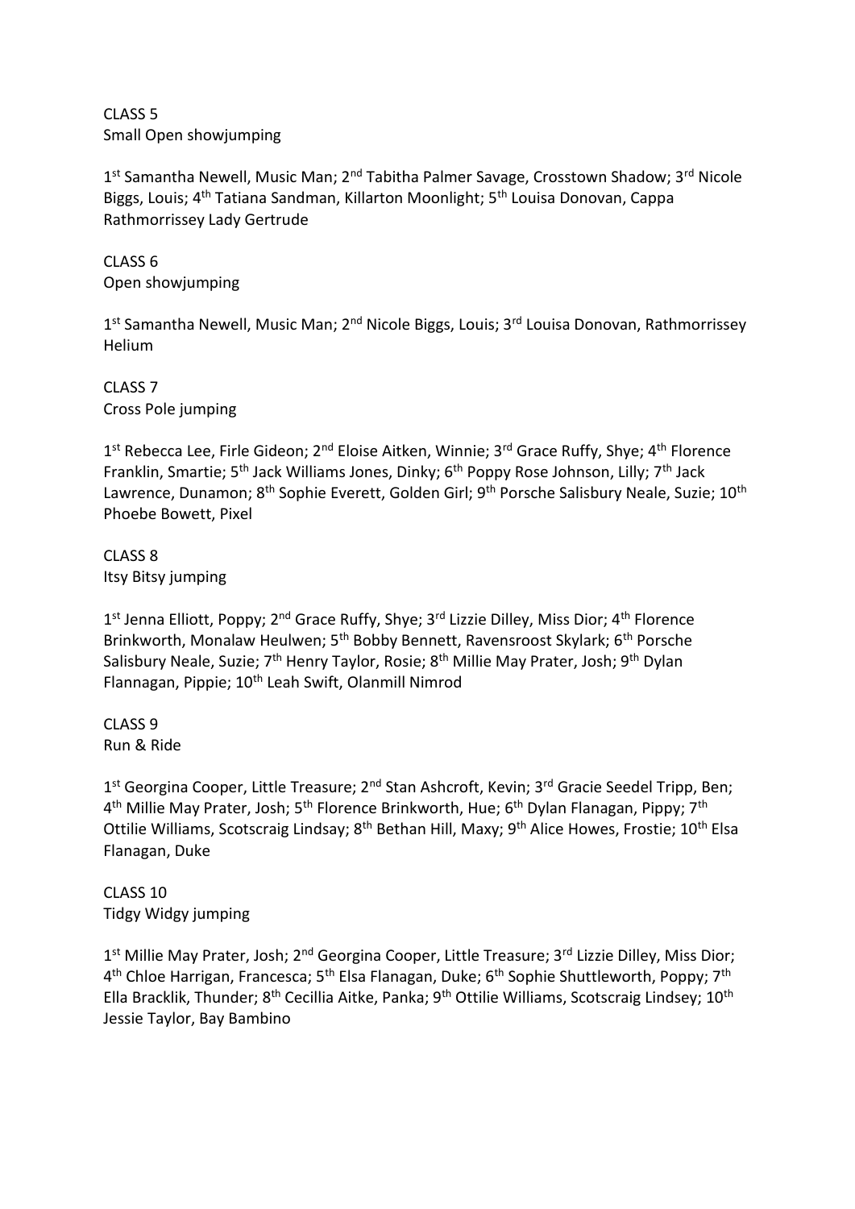CLASS 5
Small Open showjumping

1st Samantha Newell, Music Man; 2nd Tabitha Palmer Savage, Crosstown Shadow; 3rd Nicole Biggs, Louis; 4th Tatiana Sandman, Killarton Moonlight; 5th Louisa Donovan, Cappa Rathmorrissey Lady Gertrude

CLASS 6
Open showjumping

1st Samantha Newell, Music Man; 2nd Nicole Biggs, Louis; 3rd Louisa Donovan, Rathmorrissey Helium

CLASS 7
Cross Pole jumping

1st Rebecca Lee, Firle Gideon; 2nd Eloise Aitken, Winnie; 3rd Grace Ruffy, Shye; 4th Florence Franklin, Smartie; 5th Jack Williams Jones, Dinky; 6th Poppy Rose Johnson, Lilly; 7th Jack Lawrence, Dunamon; 8th Sophie Everett, Golden Girl; 9th Porsche Salisbury Neale, Suzie; 10th Phoebe Bowett, Pixel

CLASS 8
Itsy Bitsy jumping

1st Jenna Elliott, Poppy; 2nd Grace Ruffy, Shye; 3rd Lizzie Dilley, Miss Dior; 4th Florence Brinkworth, Monalaw Heulwen; 5th Bobby Bennett, Ravensroost Skylark; 6th Porsche Salisbury Neale, Suzie; 7th Henry Taylor, Rosie; 8th Millie May Prater, Josh; 9th Dylan Flannagan, Pippie; 10th Leah Swift, Olanmill Nimrod

CLASS 9
Run & Ride

1st Georgina Cooper, Little Treasure; 2nd Stan Ashcroft, Kevin; 3rd Gracie Seedel Tripp, Ben; 4th Millie May Prater, Josh; 5th Florence Brinkworth, Hue; 6th Dylan Flanagan, Pippy; 7th Ottilie Williams, Scotscraig Lindsay; 8th Bethan Hill, Maxy; 9th Alice Howes, Frostie; 10th Elsa Flanagan, Duke

CLASS 10
Tidgy Widgy jumping

1st Millie May Prater, Josh; 2nd Georgina Cooper, Little Treasure; 3rd Lizzie Dilley, Miss Dior; 4th Chloe Harrigan, Francesca; 5th Elsa Flanagan, Duke; 6th Sophie Shuttleworth, Poppy; 7th Ella Bracklik, Thunder; 8th Cecillia Aitke, Panka; 9th Ottilie Williams, Scotscraig Lindsey; 10th Jessie Taylor, Bay Bambino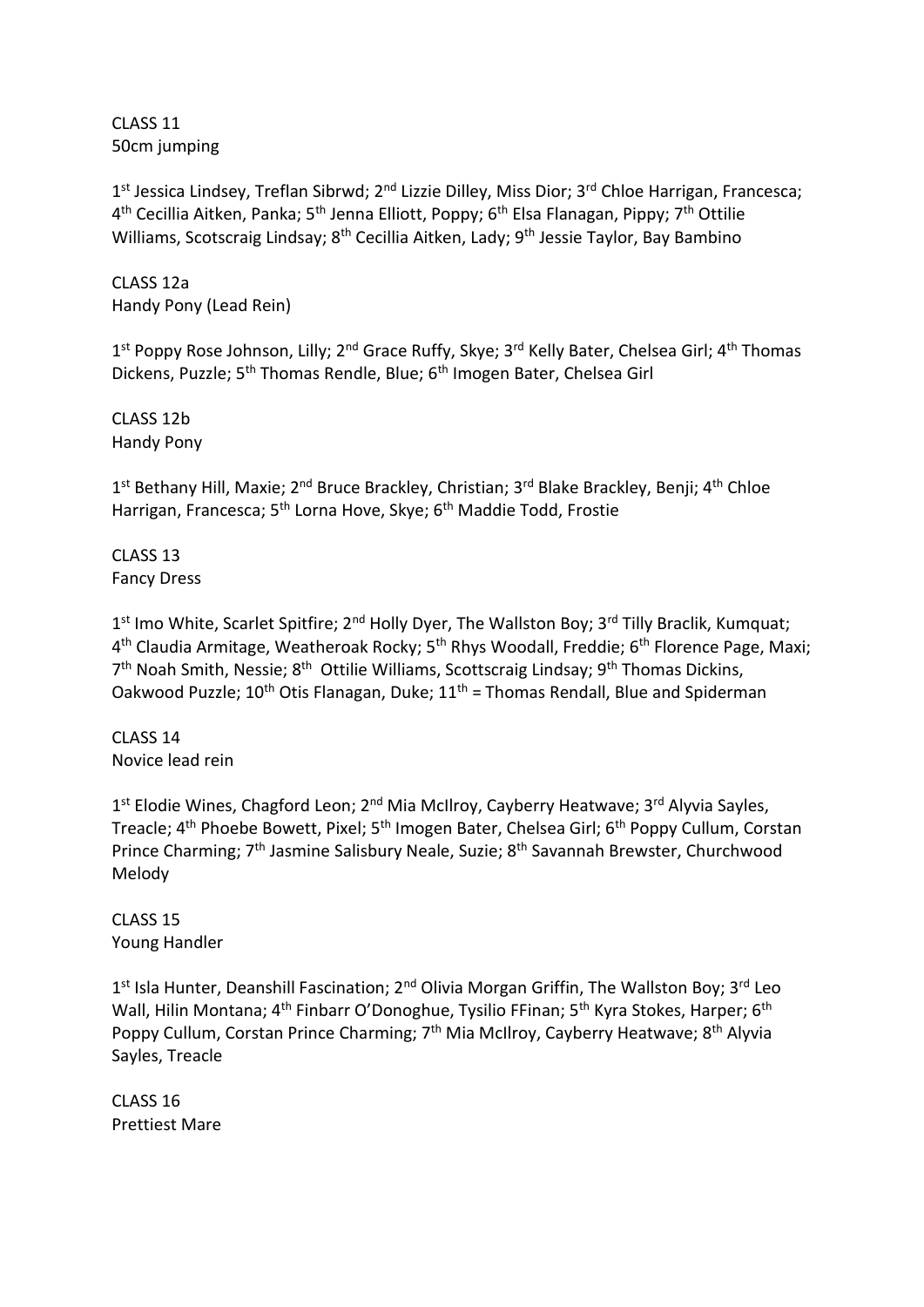CLASS 11
50cm jumping

1st Jessica Lindsey, Treflan Sibrwd; 2nd Lizzie Dilley, Miss Dior; 3rd Chloe Harrigan, Francesca; 4th Cecillia Aitken, Panka; 5th Jenna Elliott, Poppy; 6th Elsa Flanagan, Pippy; 7th Ottilie Williams, Scotscraig Lindsay; 8th Cecillia Aitken, Lady; 9th Jessie Taylor, Bay Bambino

CLASS 12a
Handy Pony (Lead Rein)

1st Poppy Rose Johnson, Lilly; 2nd Grace Ruffy, Skye; 3rd Kelly Bater, Chelsea Girl; 4th Thomas Dickens, Puzzle; 5th Thomas Rendle, Blue; 6th Imogen Bater, Chelsea Girl

CLASS 12b
Handy Pony

1st Bethany Hill, Maxie; 2nd Bruce Brackley, Christian; 3rd Blake Brackley, Benji; 4th Chloe Harrigan, Francesca; 5th Lorna Hove, Skye; 6th Maddie Todd, Frostie

CLASS 13
Fancy Dress

1st Imo White, Scarlet Spitfire; 2nd Holly Dyer, The Wallston Boy; 3rd Tilly Braclik, Kumquat; 4th Claudia Armitage, Weatheroak Rocky; 5th Rhys Woodall, Freddie; 6th Florence Page, Maxi; 7th Noah Smith, Nessie; 8th Ottilie Williams, Scottscraig Lindsay; 9th Thomas Dickins, Oakwood Puzzle; 10th Otis Flanagan, Duke; 11th = Thomas Rendall, Blue and Spiderman

CLASS 14
Novice lead rein

1st Elodie Wines, Chagford Leon; 2nd Mia McIlroy, Cayberry Heatwave; 3rd Alyvia Sayles, Treacle; 4th Phoebe Bowett, Pixel; 5th Imogen Bater, Chelsea Girl; 6th Poppy Cullum, Corstan Prince Charming; 7th Jasmine Salisbury Neale, Suzie; 8th Savannah Brewster, Churchwood Melody

CLASS 15
Young Handler

1st Isla Hunter, Deanshill Fascination; 2nd Olivia Morgan Griffin, The Wallston Boy; 3rd Leo Wall, Hilin Montana; 4th Finbarr O'Donoghue, Tysilio FFinan; 5th Kyra Stokes, Harper; 6th Poppy Cullum, Corstan Prince Charming; 7th Mia McIlroy, Cayberry Heatwave; 8th Alyvia Sayles, Treacle

CLASS 16
Prettiest Mare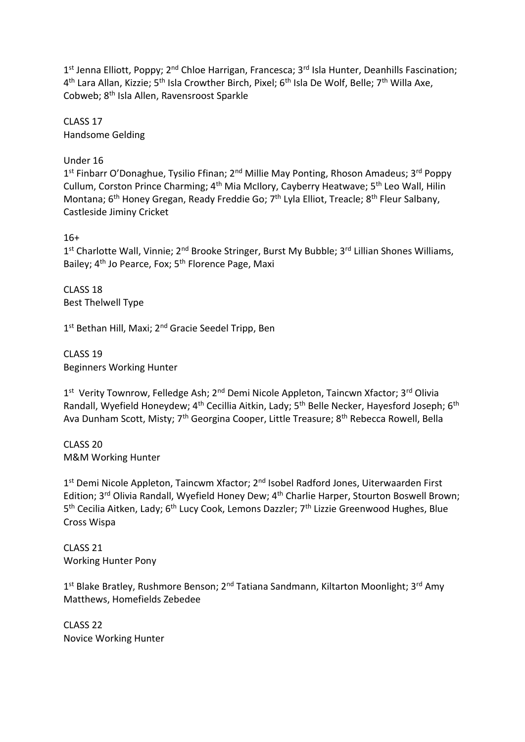1st Jenna Elliott, Poppy; 2nd Chloe Harrigan, Francesca; 3rd Isla Hunter, Deanhills Fascination; 4th Lara Allan, Kizzie; 5th Isla Crowther Birch, Pixel; 6th Isla De Wolf, Belle; 7th Willa Axe, Cobweb; 8th Isla Allen, Ravensroost Sparkle

CLASS 17
Handsome Gelding

Under 16

1st Finbarr O'Donaghue, Tysilio Ffinan; 2nd Millie May Ponting, Rhoson Amadeus; 3rd Poppy Cullum, Corston Prince Charming; 4th Mia McIlory, Cayberry Heatwave; 5th Leo Wall, Hilin Montana; 6th Honey Gregan, Ready Freddie Go; 7th Lyla Elliot, Treacle; 8th Fleur Salbany, Castleside Jiminy Cricket

16+

1st Charlotte Wall, Vinnie; 2nd Brooke Stringer, Burst My Bubble; 3rd Lillian Shones Williams, Bailey; 4th Jo Pearce, Fox; 5th Florence Page, Maxi

CLASS 18
Best Thelwell Type

1st Bethan Hill, Maxi; 2nd Gracie Seedel Tripp, Ben

CLASS 19
Beginners Working Hunter

1st Verity Townrow, Felledge Ash; 2nd Demi Nicole Appleton, Taincwn Xfactor; 3rd Olivia Randall, Wyefield Honeydew; 4th Cecillia Aitkin, Lady; 5th Belle Necker, Hayesford Joseph; 6th Ava Dunham Scott, Misty; 7th Georgina Cooper, Little Treasure; 8th Rebecca Rowell, Bella

CLASS 20
M&M Working Hunter

1st Demi Nicole Appleton, Taincwm Xfactor; 2nd Isobel Radford Jones, Uiterwaarden First Edition; 3rd Olivia Randall, Wyefield Honey Dew; 4th Charlie Harper, Stourton Boswell Brown; 5th Cecilia Aitken, Lady; 6th Lucy Cook, Lemons Dazzler; 7th Lizzie Greenwood Hughes, Blue Cross Wispa

CLASS 21
Working Hunter Pony

1st Blake Bratley, Rushmore Benson; 2nd Tatiana Sandmann, Kiltarton Moonlight; 3rd Amy Matthews, Homefields Zebedee

CLASS 22
Novice Working Hunter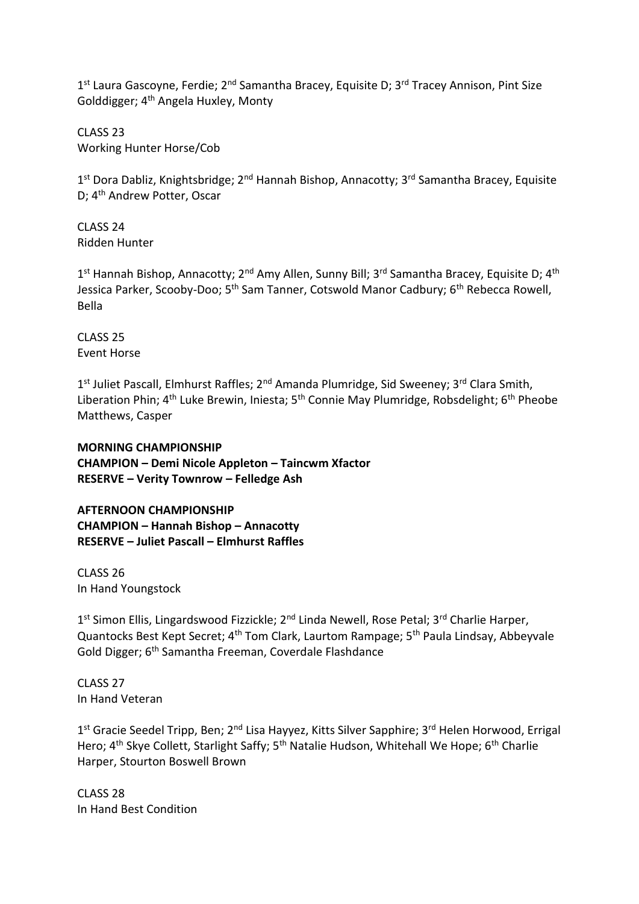1st Laura Gascoyne, Ferdie; 2nd Samantha Bracey, Equisite D; 3rd Tracey Annison, Pint Size Golddigger; 4th Angela Huxley, Monty

CLASS 23
Working Hunter Horse/Cob

1st Dora Dabliz, Knightsbridge; 2nd Hannah Bishop, Annacotty; 3rd Samantha Bracey, Equisite D; 4th Andrew Potter, Oscar

CLASS 24
Ridden Hunter

1st Hannah Bishop, Annacotty; 2nd Amy Allen, Sunny Bill; 3rd Samantha Bracey, Equisite D; 4th Jessica Parker, Scooby-Doo; 5th Sam Tanner, Cotswold Manor Cadbury; 6th Rebecca Rowell, Bella

CLASS 25
Event Horse

1st Juliet Pascall, Elmhurst Raffles; 2nd Amanda Plumridge, Sid Sweeney; 3rd Clara Smith, Liberation Phin; 4th Luke Brewin, Iniesta; 5th Connie May Plumridge, Robsdelight; 6th Pheobe Matthews, Casper

**MORNING CHAMPIONSHIP**
**CHAMPION – Demi Nicole Appleton – Taincwm Xfactor**
**RESERVE – Verity Townrow – Felledge Ash**

**AFTERNOON CHAMPIONSHIP**
**CHAMPION – Hannah Bishop – Annacotty**
**RESERVE – Juliet Pascall – Elmhurst Raffles**

CLASS 26
In Hand Youngstock

1st Simon Ellis, Lingardswood Fizzickle; 2nd Linda Newell, Rose Petal; 3rd Charlie Harper, Quantocks Best Kept Secret; 4th Tom Clark, Laurtom Rampage; 5th Paula Lindsay, Abbeyvale Gold Digger; 6th Samantha Freeman, Coverdale Flashdance

CLASS 27
In Hand Veteran

1st Gracie Seedel Tripp, Ben; 2nd Lisa Hayyez, Kitts Silver Sapphire; 3rd Helen Horwood, Errigal Hero; 4th Skye Collett, Starlight Saffy; 5th Natalie Hudson, Whitehall We Hope; 6th Charlie Harper, Stourton Boswell Brown

CLASS 28
In Hand Best Condition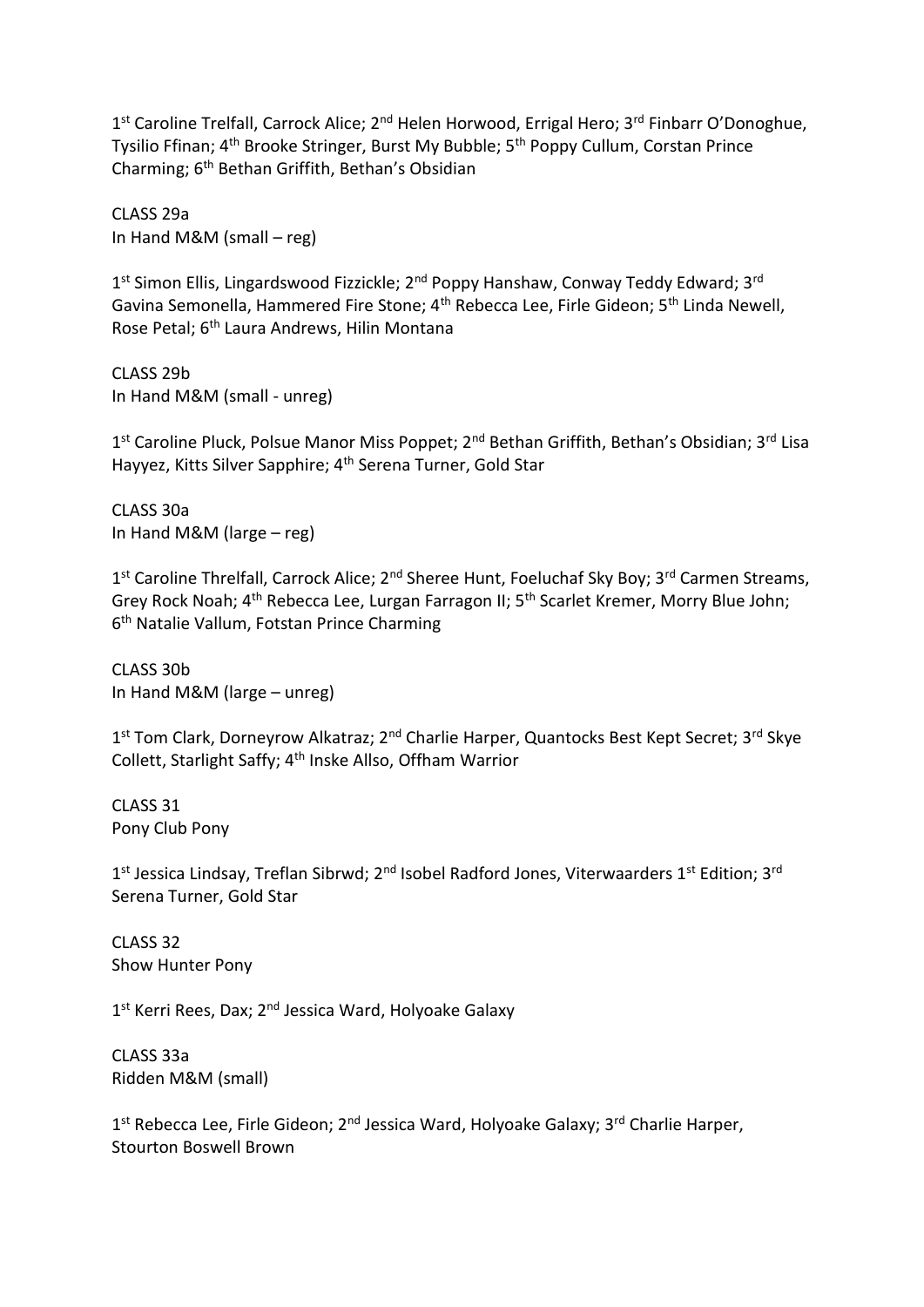1st Caroline Trelfall, Carrock Alice; 2nd Helen Horwood, Errigal Hero; 3rd Finbarr O'Donoghue, Tysilio Ffinan; 4th Brooke Stringer, Burst My Bubble; 5th Poppy Cullum, Corstan Prince Charming; 6th Bethan Griffith, Bethan's Obsidian

CLASS 29a
In Hand M&M (small – reg)

1st Simon Ellis, Lingardswood Fizzickle; 2nd Poppy Hanshaw, Conway Teddy Edward; 3rd Gavina Semonella, Hammered Fire Stone; 4th Rebecca Lee, Firle Gideon; 5th Linda Newell, Rose Petal; 6th Laura Andrews, Hilin Montana

CLASS 29b
In Hand M&M (small - unreg)

1st Caroline Pluck, Polsue Manor Miss Poppet; 2nd Bethan Griffith, Bethan's Obsidian; 3rd Lisa Hayyez, Kitts Silver Sapphire; 4th Serena Turner, Gold Star

CLASS 30a
In Hand M&M (large – reg)

1st Caroline Threlfall, Carrock Alice; 2nd Sheree Hunt, Foeluchaf Sky Boy; 3rd Carmen Streams, Grey Rock Noah; 4th Rebecca Lee, Lurgan Farragon II; 5th Scarlet Kremer, Morry Blue John; 6th Natalie Vallum, Fotstan Prince Charming

CLASS 30b
In Hand M&M (large – unreg)

1st Tom Clark, Dorneyrow Alkatraz; 2nd Charlie Harper, Quantocks Best Kept Secret; 3rd Skye Collett, Starlight Saffy; 4th Inske Allso, Offham Warrior

CLASS 31
Pony Club Pony

1st Jessica Lindsay, Treflan Sibrwd; 2nd Isobel Radford Jones, Viterwaarders 1st Edition; 3rd Serena Turner, Gold Star

CLASS 32
Show Hunter Pony

1st Kerri Rees, Dax; 2nd Jessica Ward, Holyoake Galaxy

CLASS 33a
Ridden M&M (small)

1st Rebecca Lee, Firle Gideon; 2nd Jessica Ward, Holyoake Galaxy; 3rd Charlie Harper, Stourton Boswell Brown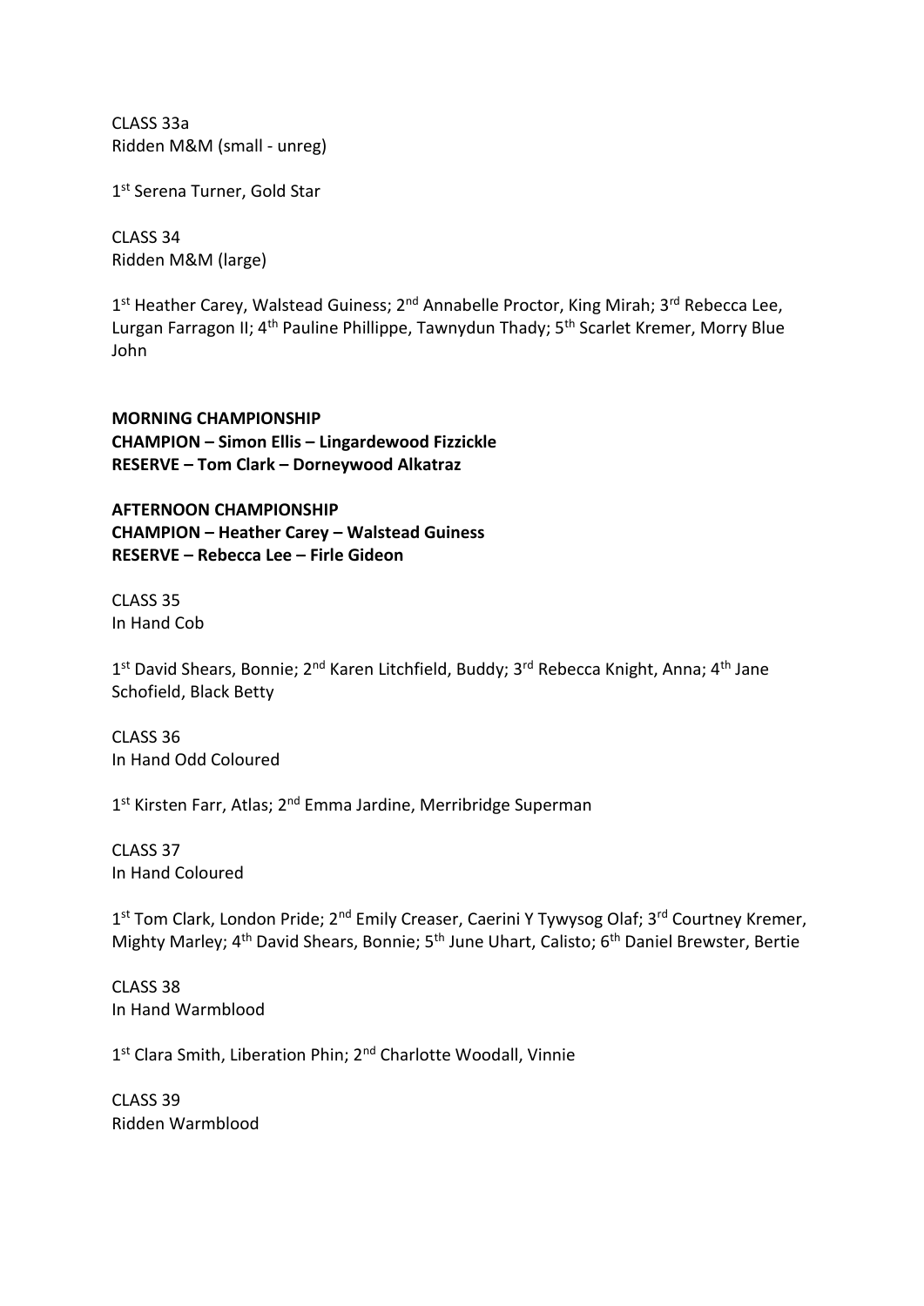CLASS 33a
Ridden M&M (small - unreg)

1st Serena Turner, Gold Star

CLASS 34
Ridden M&M (large)

1st Heather Carey, Walstead Guiness; 2nd Annabelle Proctor, King Mirah; 3rd Rebecca Lee, Lurgan Farragon II; 4th Pauline Phillippe, Tawnydun Thady; 5th Scarlet Kremer, Morry Blue John

**MORNING CHAMPIONSHIP**
**CHAMPION – Simon Ellis – Lingardewood Fizzickle**
**RESERVE – Tom Clark – Dorneywood Alkatraz**

**AFTERNOON CHAMPIONSHIP**
**CHAMPION – Heather Carey – Walstead Guiness**
**RESERVE – Rebecca Lee – Firle Gideon**

CLASS 35
In Hand Cob

1st David Shears, Bonnie; 2nd Karen Litchfield, Buddy; 3rd Rebecca Knight, Anna; 4th Jane Schofield, Black Betty

CLASS 36
In Hand Odd Coloured

1st Kirsten Farr, Atlas; 2nd Emma Jardine, Merribridge Superman

CLASS 37
In Hand Coloured

1st Tom Clark, London Pride; 2nd Emily Creaser, Caerini Y Tywysog Olaf; 3rd Courtney Kremer, Mighty Marley; 4th David Shears, Bonnie; 5th June Uhart, Calisto; 6th Daniel Brewster, Bertie

CLASS 38
In Hand Warmblood

1st Clara Smith, Liberation Phin; 2nd Charlotte Woodall, Vinnie

CLASS 39
Ridden Warmblood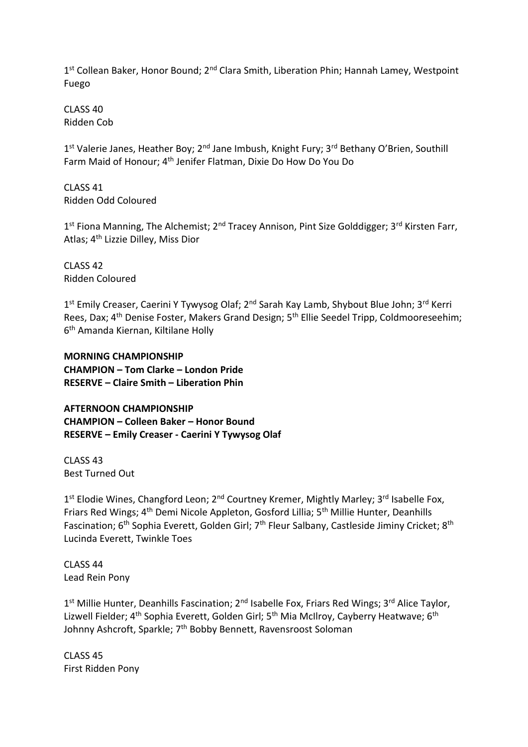1st Collean Baker, Honor Bound; 2nd Clara Smith, Liberation Phin; Hannah Lamey, Westpoint Fuego

CLASS 40
Ridden Cob

1st Valerie Janes, Heather Boy; 2nd Jane Imbush, Knight Fury; 3rd Bethany O'Brien, Southill Farm Maid of Honour; 4th Jenifer Flatman, Dixie Do How Do You Do

CLASS 41
Ridden Odd Coloured

1st Fiona Manning, The Alchemist; 2nd Tracey Annison, Pint Size Golddigger; 3rd Kirsten Farr, Atlas; 4th Lizzie Dilley, Miss Dior

CLASS 42
Ridden Coloured

1st Emily Creaser, Caerini Y Tywysog Olaf; 2nd Sarah Kay Lamb, Shybout Blue John; 3rd Kerri Rees, Dax; 4th Denise Foster, Makers Grand Design; 5th Ellie Seedel Tripp, Coldmooreseehim; 6th Amanda Kiernan, Kiltilane Holly

**MORNING CHAMPIONSHIP**
**CHAMPION – Tom Clarke – London Pride**
**RESERVE – Claire Smith – Liberation Phin**

**AFTERNOON CHAMPIONSHIP**
**CHAMPION – Colleen Baker – Honor Bound**
**RESERVE – Emily Creaser - Caerini Y Tywysog Olaf**

CLASS 43
Best Turned Out

1st Elodie Wines, Changford Leon; 2nd Courtney Kremer, Mightly Marley; 3rd Isabelle Fox, Friars Red Wings; 4th Demi Nicole Appleton, Gosford Lillia; 5th Millie Hunter, Deanhills Fascination; 6th Sophia Everett, Golden Girl; 7th Fleur Salbany, Castleside Jiminy Cricket; 8th Lucinda Everett, Twinkle Toes

CLASS 44
Lead Rein Pony

1st Millie Hunter, Deanhills Fascination; 2nd Isabelle Fox, Friars Red Wings; 3rd Alice Taylor, Lizwell Fielder; 4th Sophia Everett, Golden Girl; 5th Mia McIlroy, Cayberry Heatwave; 6th Johnny Ashcroft, Sparkle; 7th Bobby Bennett, Ravensroost Soloman

CLASS 45
First Ridden Pony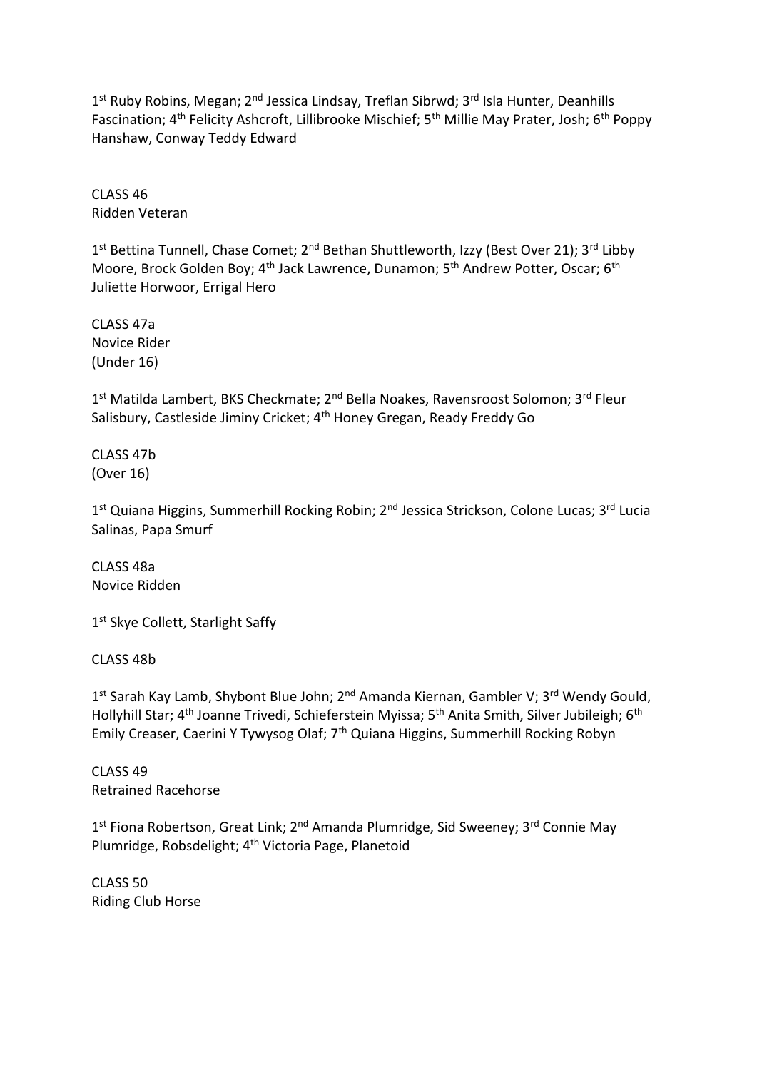1st Ruby Robins, Megan; 2nd Jessica Lindsay, Treflan Sibrwd; 3rd Isla Hunter, Deanhills Fascination; 4th Felicity Ashcroft, Lillibrooke Mischief; 5th Millie May Prater, Josh; 6th Poppy Hanshaw, Conway Teddy Edward

CLASS 46
Ridden Veteran

1st Bettina Tunnell, Chase Comet; 2nd Bethan Shuttleworth, Izzy (Best Over 21); 3rd Libby Moore, Brock Golden Boy; 4th Jack Lawrence, Dunamon; 5th Andrew Potter, Oscar; 6th Juliette Horwoor, Errigal Hero

CLASS 47a
Novice Rider
(Under 16)

1st Matilda Lambert, BKS Checkmate; 2nd Bella Noakes, Ravensroost Solomon; 3rd Fleur Salisbury, Castleside Jiminy Cricket; 4th Honey Gregan, Ready Freddy Go

CLASS 47b
(Over 16)

1st Quiana Higgins, Summerhill Rocking Robin; 2nd Jessica Strickson, Colone Lucas; 3rd Lucia Salinas, Papa Smurf

CLASS 48a
Novice Ridden

1st Skye Collett, Starlight Saffy

CLASS 48b

1st Sarah Kay Lamb, Shybont Blue John; 2nd Amanda Kiernan, Gambler V; 3rd Wendy Gould, Hollyhill Star; 4th Joanne Trivedi, Schieferstein Myissa; 5th Anita Smith, Silver Jubileigh; 6th Emily Creaser, Caerini Y Tywysog Olaf; 7th Quiana Higgins, Summerhill Rocking Robyn

CLASS 49
Retrained Racehorse

1st Fiona Robertson, Great Link; 2nd Amanda Plumridge, Sid Sweeney; 3rd Connie May Plumridge, Robsdelight; 4th Victoria Page, Planetoid

CLASS 50
Riding Club Horse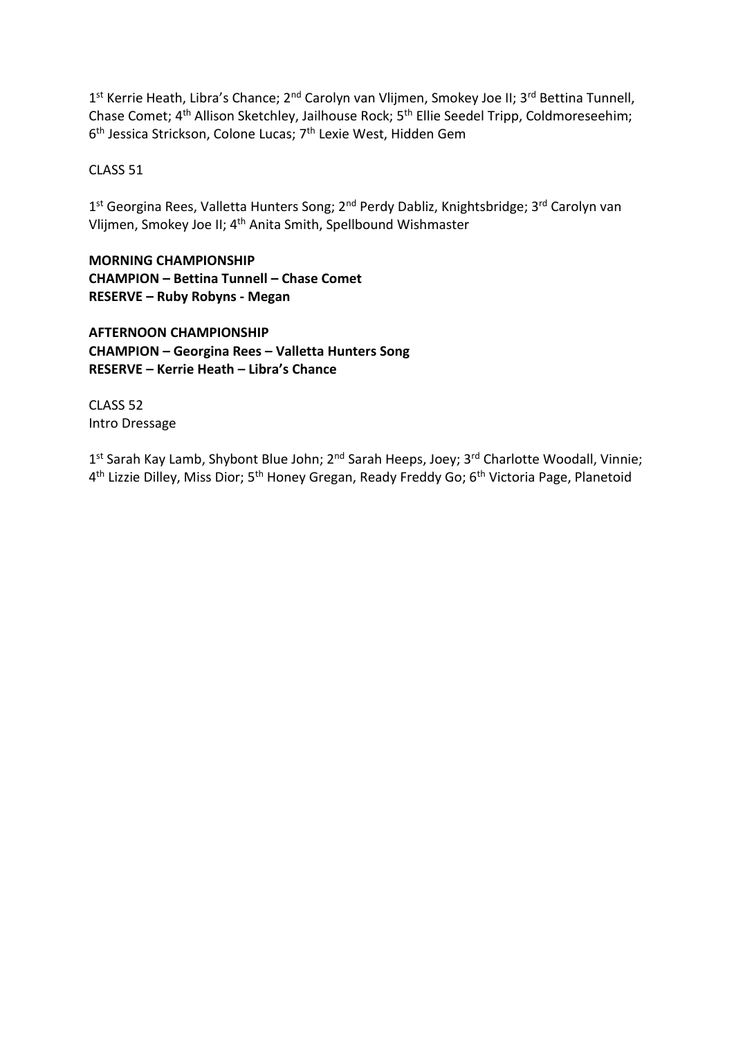1st Kerrie Heath, Libra's Chance; 2nd Carolyn van Vlijmen, Smokey Joe II; 3rd Bettina Tunnell, Chase Comet; 4th Allison Sketchley, Jailhouse Rock; 5th Ellie Seedel Tripp, Coldmoreseehim; 6th Jessica Strickson, Colone Lucas; 7th Lexie West, Hidden Gem

CLASS 51

1st Georgina Rees, Valletta Hunters Song; 2nd Perdy Dabliz, Knightsbridge; 3rd Carolyn van Vlijmen, Smokey Joe II; 4th Anita Smith, Spellbound Wishmaster

**MORNING CHAMPIONSHIP**
**CHAMPION – Bettina Tunnell – Chase Comet**
**RESERVE – Ruby Robyns - Megan**

**AFTERNOON CHAMPIONSHIP**
**CHAMPION – Georgina Rees – Valletta Hunters Song**
**RESERVE – Kerrie Heath – Libra's Chance**

CLASS 52
Intro Dressage

1st Sarah Kay Lamb, Shybont Blue John; 2nd Sarah Heeps, Joey; 3rd Charlotte Woodall, Vinnie; 4th Lizzie Dilley, Miss Dior; 5th Honey Gregan, Ready Freddy Go; 6th Victoria Page, Planetoid